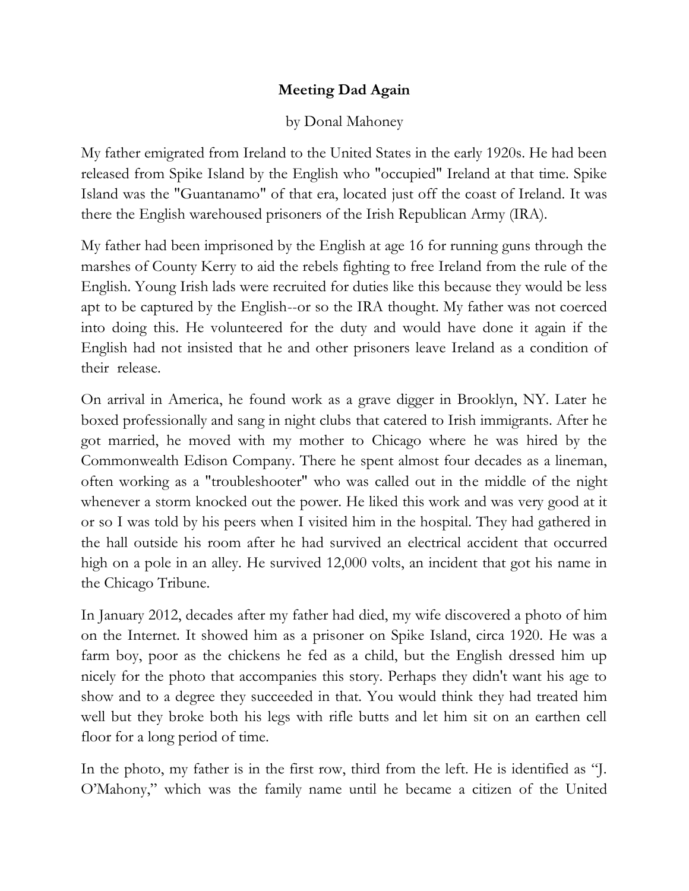# Meeting Dad Again

by Donal Mahoney

My father emigrated from Ireland to the United States in the early 1920s. He had been released from Spike Island by the English who "occupied" Ireland at that time. Spike Island was the "Guantanamo" of that era, located just off the coast of Ireland. It was there the English warehoused prisoners of the Irish Republican Army (IRA).

My father had been imprisoned by the English at age 16 for running guns through the marshes of County Kerry to aid the rebels fighting to free Ireland from the rule of the English. Young Irish lads were recruited for duties like this because they would be less apt to be captured by the English--or so the IRA thought. My father was not coerced into doing this. He volunteered for the duty and would have done it again if the English had not insisted that he and other prisoners leave Ireland as a condition of their release.

On arrival in America, he found work as a grave digger in Brooklyn, NY. Later he boxed professionally and sang in night clubs that catered to Irish immigrants. After he got married, he moved with my mother to Chicago where he was hired by the Commonwealth Edison Company. There he spent almost four decades as a lineman, often working as a "troubleshooter" who was called out in the middle of the night whenever a storm knocked out the power. He liked this work and was very good at it or so I was told by his peers when I visited him in the hospital. They had gathered in the hall outside his room after he had survived an electrical accident that occurred high on a pole in an alley. He survived 12,000 volts, an incident that got his name in the Chicago Tribune.

In January 2012, decades after my father had died, my wife discovered a photo of him on the Internet. It showed him as a prisoner on Spike Island, circa 1920. He was a farm boy, poor as the chickens he fed as a child, but the English dressed him up nicely for the photo that accompanies this story. Perhaps they didn't want his age to show and to a degree they succeeded in that. You would think they had treated him well but they broke both his legs with rifle butts and let him sit on an earthen cell floor for a long period of time.

In the photo, my father is in the first row, third from the left. He is identified as "J. O'Mahony," which was the family name until he became a citizen of the United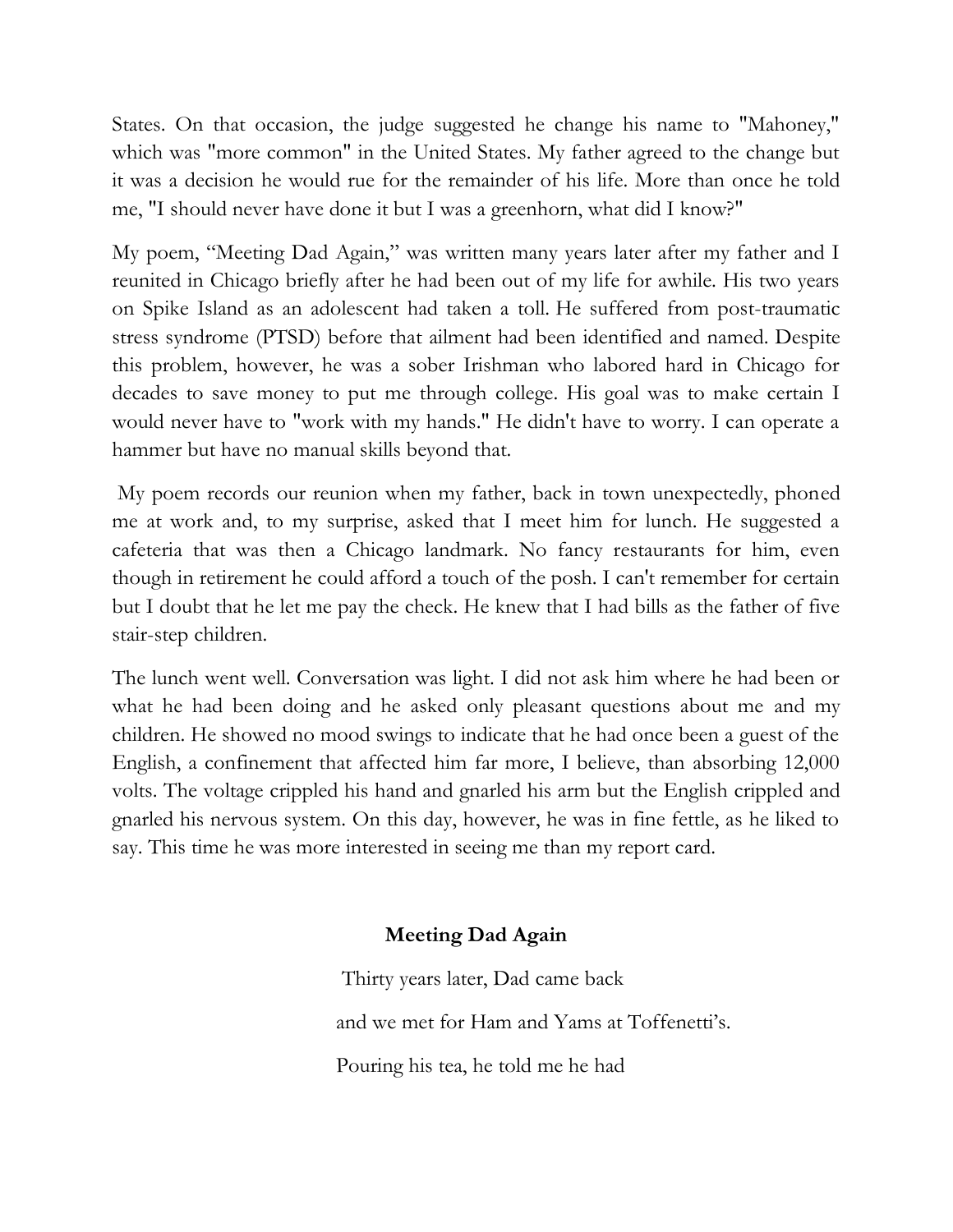States. On that occasion, the judge suggested he change his name to "Mahoney," which was "more common" in the United States. My father agreed to the change but it was a decision he would rue for the remainder of his life. More than once he told me, "I should never have done it but I was a greenhorn, what did I know?"

My poem, "Meeting Dad Again," was written many years later after my father and I reunited in Chicago briefly after he had been out of my life for awhile. His two years on Spike Island as an adolescent had taken a toll. He suffered from post-traumatic stress syndrome (PTSD) before that ailment had been identified and named. Despite this problem, however, he was a sober Irishman who labored hard in Chicago for decades to save money to put me through college. His goal was to make certain I would never have to "work with my hands." He didn't have to worry. I can operate a hammer but have no manual skills beyond that.

My poem records our reunion when my father, back in town unexpectedly, phoned me at work and, to my surprise, asked that I meet him for lunch. He suggested a cafeteria that was then a Chicago landmark. No fancy restaurants for him, even though in retirement he could afford a touch of the posh. I can't remember for certain but I doubt that he let me pay the check. He knew that I had bills as the father of five stair-step children.

The lunch went well. Conversation was light. I did not ask him where he had been or what he had been doing and he asked only pleasant questions about me and my children. He showed no mood swings to indicate that he had once been a guest of the English, a confinement that affected him far more, I believe, than absorbing 12,000 volts. The voltage crippled his hand and gnarled his arm but the English crippled and gnarled his nervous system. On this day, however, he was in fine fettle, as he liked to say. This time he was more interested in seeing me than my report card.

**Meeting Dad Again**

Thirty years later, Dad came back

and we met for Ham and Yams at Toffenetti's.

Pouring his tea, he told me he had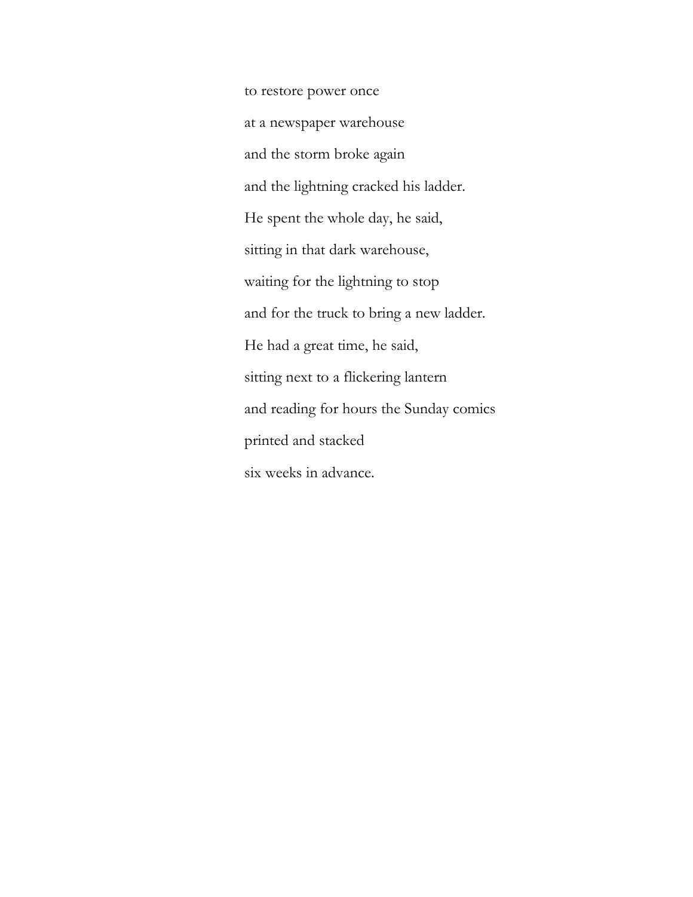to restore power once

at a newspaper warehouse

and the storm broke again

and the lightning cracked his ladder.

He spent the whole day, he said,

sitting in that dark warehouse,

waiting for the lightning to stop

and for the truck to bring a new ladder.

He had a great time, he said,

sitting next to a flickering lantern

and reading for hours the Sunday comics

printed and stacked

six weeks in advance.